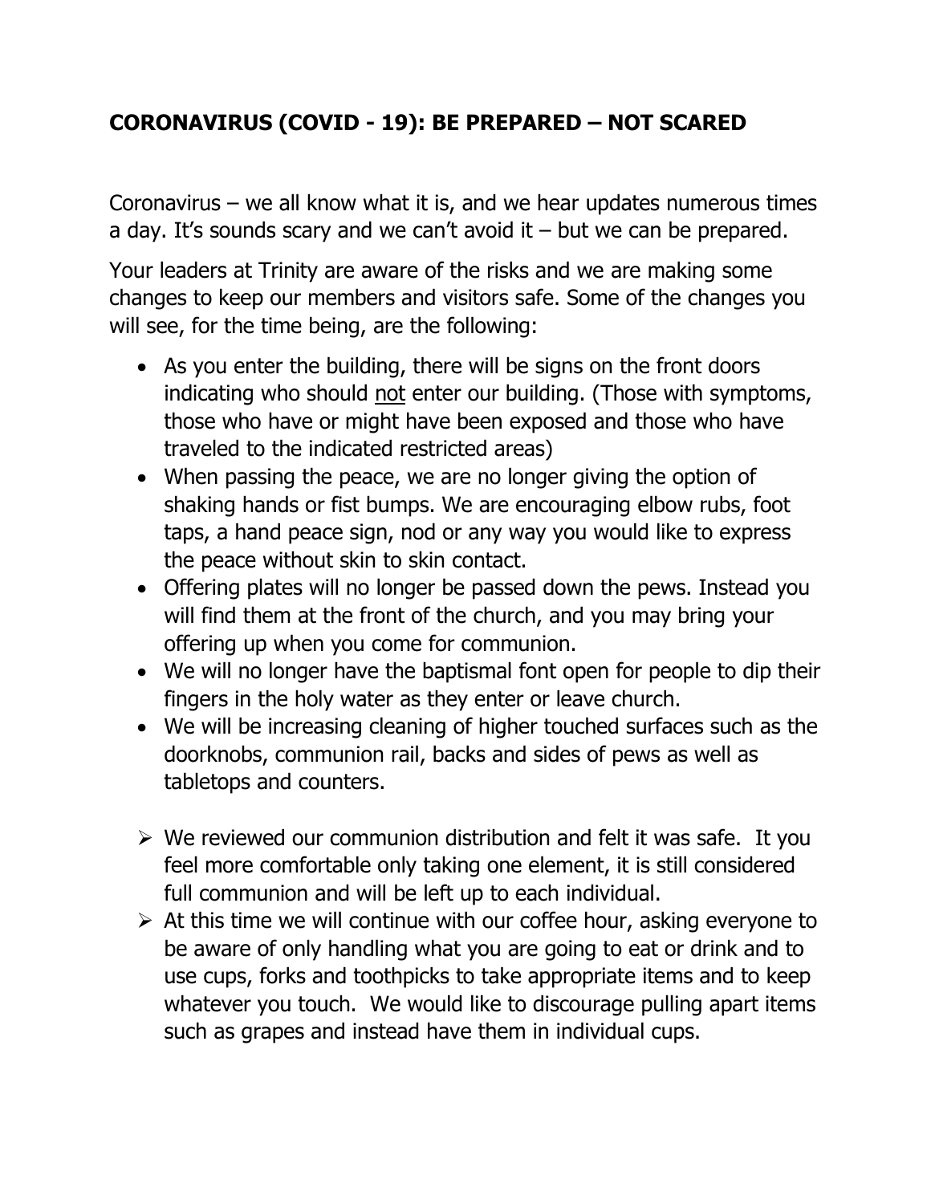## CORONAVIRUS (COVID - 19): BE PREPARED – NOT SCARED

Coronavirus – we all know what it is, and we hear updates numerous times a day. It's sounds scary and we can't avoid it – but we can be prepared.

Your leaders at Trinity are aware of the risks and we are making some changes to keep our members and visitors safe. Some of the changes you will see, for the time being, are the following:

- As you enter the building, there will be signs on the front doors indicating who should <u>not</u> enter our building. (Those with symptoms, those who have or might have been exposed and those who have traveled to the indicated restricted areas)
- When passing the peace, we are no longer giving the option of shaking hands or fist bumps. We are encouraging elbow rubs, foot taps, a hand peace sign, nod or any way you would like to express the peace without skin to skin contact.
- Offering plates will no longer be passed down the pews. Instead you will find them at the front of the church, and you may bring your offering up when you come for communion.
- We will no longer have the baptismal font open for people to dip their fingers in the holy water as they enter or leave church.
- We will be increasing cleaning of higher touched surfaces such as the doorknobs, communion rail, backs and sides of pews as well as tabletops and counters.

- We reviewed our communion distribution and felt it was safe. It you feel more comfortable only taking one element, it is still considered full communion and will be left up to each individual.
- At this time we will continue with our coffee hour, asking everyone to be aware of only handling what you are going to eat or drink and to use cups, forks and toothpicks to take appropriate items and to keep whatever you touch. We would like to discourage pulling apart items such as grapes and instead have them in individual cups.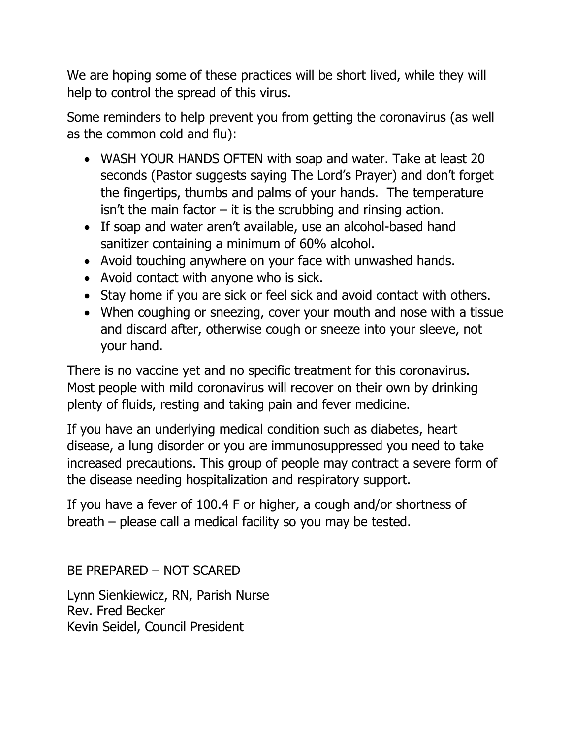We are hoping some of these practices will be short lived, while they will help to control the spread of this virus.

Some reminders to help prevent you from getting the coronavirus (as well as the common cold and flu):

- WASH YOUR HANDS OFTEN with soap and water. Take at least 20 seconds (Pastor suggests saying The Lord's Prayer) and don't forget the fingertips, thumbs and palms of your hands. The temperature isn't the main factor – it is the scrubbing and rinsing action.
- If soap and water aren't available, use an alcohol-based hand sanitizer containing a minimum of 60% alcohol.
- Avoid touching anywhere on your face with unwashed hands.
- Avoid contact with anyone who is sick.
- Stay home if you are sick or feel sick and avoid contact with others.
- When coughing or sneezing, cover your mouth and nose with a tissue and discard after, otherwise cough or sneeze into your sleeve, not your hand.

There is no vaccine yet and no specific treatment for this coronavirus. Most people with mild coronavirus will recover on their own by drinking plenty of fluids, resting and taking pain and fever medicine.

If you have an underlying medical condition such as diabetes, heart disease, a lung disorder or you are immunosuppressed you need to take increased precautions. This group of people may contract a severe form of the disease needing hospitalization and respiratory support.

If you have a fever of 100.4 F or higher, a cough and/or shortness of breath – please call a medical facility so you may be tested.

BE PREPARED – NOT SCARED

Lynn Sienkiewicz, RN, Parish Nurse
Rev. Fred Becker
Kevin Seidel, Council President